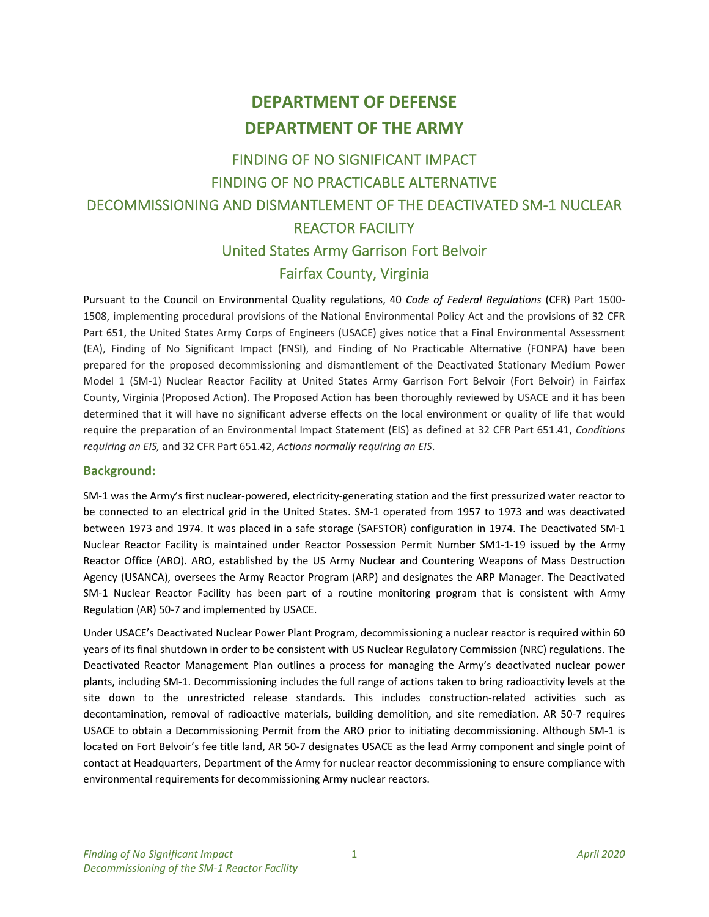# DEPARTMENT OF DEFENSE
# DEPARTMENT OF THE ARMY

## FINDING OF NO SIGNIFICANT IMPACT
## FINDING OF NO PRACTICABLE ALTERNATIVE
## DECOMMISSIONING AND DISMANTLEMENT OF THE DEACTIVATED SM-1 NUCLEAR REACTOR FACILITY
## United States Army Garrison Fort Belvoir
## Fairfax County, Virginia

Pursuant to the Council on Environmental Quality regulations, 40 *Code of Federal Regulations* (CFR) Part 1500-1508, implementing procedural provisions of the National Environmental Policy Act and the provisions of 32 CFR Part 651, the United States Army Corps of Engineers (USACE) gives notice that a Final Environmental Assessment (EA), Finding of No Significant Impact (FNSI), and Finding of No Practicable Alternative (FONPA) have been prepared for the proposed decommissioning and dismantlement of the Deactivated Stationary Medium Power Model 1 (SM-1) Nuclear Reactor Facility at United States Army Garrison Fort Belvoir (Fort Belvoir) in Fairfax County, Virginia (Proposed Action). The Proposed Action has been thoroughly reviewed by USACE and it has been determined that it will have no significant adverse effects on the local environment or quality of life that would require the preparation of an Environmental Impact Statement (EIS) as defined at 32 CFR Part 651.41, *Conditions requiring an EIS,* and 32 CFR Part 651.42, *Actions normally requiring an EIS*.

### Background:

SM-1 was the Army's first nuclear-powered, electricity-generating station and the first pressurized water reactor to be connected to an electrical grid in the United States. SM-1 operated from 1957 to 1973 and was deactivated between 1973 and 1974. It was placed in a safe storage (SAFSTOR) configuration in 1974. The Deactivated SM-1 Nuclear Reactor Facility is maintained under Reactor Possession Permit Number SM1-1-19 issued by the Army Reactor Office (ARO). ARO, established by the US Army Nuclear and Countering Weapons of Mass Destruction Agency (USANCA), oversees the Army Reactor Program (ARP) and designates the ARP Manager. The Deactivated SM-1 Nuclear Reactor Facility has been part of a routine monitoring program that is consistent with Army Regulation (AR) 50-7 and implemented by USACE.

Under USACE's Deactivated Nuclear Power Plant Program, decommissioning a nuclear reactor is required within 60 years of its final shutdown in order to be consistent with US Nuclear Regulatory Commission (NRC) regulations. The Deactivated Reactor Management Plan outlines a process for managing the Army's deactivated nuclear power plants, including SM-1. Decommissioning includes the full range of actions taken to bring radioactivity levels at the site down to the unrestricted release standards. This includes construction-related activities such as decontamination, removal of radioactive materials, building demolition, and site remediation. AR 50-7 requires USACE to obtain a Decommissioning Permit from the ARO prior to initiating decommissioning. Although SM-1 is located on Fort Belvoir's fee title land, AR 50-7 designates USACE as the lead Army component and single point of contact at Headquarters, Department of the Army for nuclear reactor decommissioning to ensure compliance with environmental requirements for decommissioning Army nuclear reactors.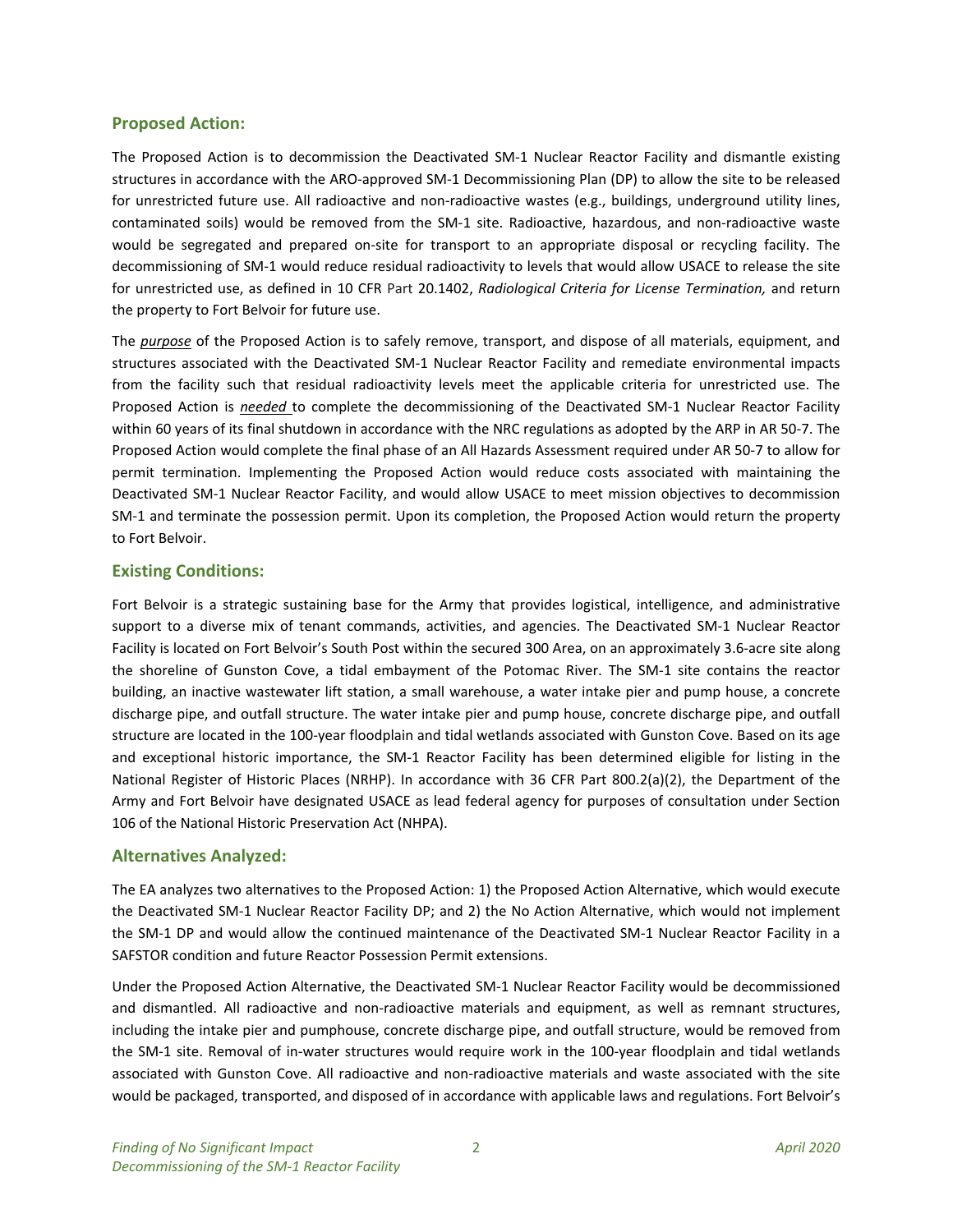## Proposed Action:

The Proposed Action is to decommission the Deactivated SM-1 Nuclear Reactor Facility and dismantle existing structures in accordance with the ARO-approved SM-1 Decommissioning Plan (DP) to allow the site to be released for unrestricted future use. All radioactive and non-radioactive wastes (e.g., buildings, underground utility lines, contaminated soils) would be removed from the SM-1 site. Radioactive, hazardous, and non-radioactive waste would be segregated and prepared on-site for transport to an appropriate disposal or recycling facility. The decommissioning of SM-1 would reduce residual radioactivity to levels that would allow USACE to release the site for unrestricted use, as defined in 10 CFR Part 20.1402, *Radiological Criteria for License Termination,* and return the property to Fort Belvoir for future use.

The ***purpose*** of the Proposed Action is to safely remove, transport, and dispose of all materials, equipment, and structures associated with the Deactivated SM-1 Nuclear Reactor Facility and remediate environmental impacts from the facility such that residual radioactivity levels meet the applicable criteria for unrestricted use. The Proposed Action is ***needed*** to complete the decommissioning of the Deactivated SM-1 Nuclear Reactor Facility within 60 years of its final shutdown in accordance with the NRC regulations as adopted by the ARP in AR 50-7. The Proposed Action would complete the final phase of an All Hazards Assessment required under AR 50-7 to allow for permit termination. Implementing the Proposed Action would reduce costs associated with maintaining the Deactivated SM-1 Nuclear Reactor Facility, and would allow USACE to meet mission objectives to decommission SM-1 and terminate the possession permit. Upon its completion, the Proposed Action would return the property to Fort Belvoir.

## Existing Conditions:

Fort Belvoir is a strategic sustaining base for the Army that provides logistical, intelligence, and administrative support to a diverse mix of tenant commands, activities, and agencies. The Deactivated SM-1 Nuclear Reactor Facility is located on Fort Belvoir's South Post within the secured 300 Area, on an approximately 3.6-acre site along the shoreline of Gunston Cove, a tidal embayment of the Potomac River. The SM-1 site contains the reactor building, an inactive wastewater lift station, a small warehouse, a water intake pier and pump house, a concrete discharge pipe, and outfall structure. The water intake pier and pump house, concrete discharge pipe, and outfall structure are located in the 100-year floodplain and tidal wetlands associated with Gunston Cove. Based on its age and exceptional historic importance, the SM-1 Reactor Facility has been determined eligible for listing in the National Register of Historic Places (NRHP). In accordance with 36 CFR Part 800.2(a)(2), the Department of the Army and Fort Belvoir have designated USACE as lead federal agency for purposes of consultation under Section 106 of the National Historic Preservation Act (NHPA).

## Alternatives Analyzed:

The EA analyzes two alternatives to the Proposed Action: 1) the Proposed Action Alternative, which would execute the Deactivated SM-1 Nuclear Reactor Facility DP; and 2) the No Action Alternative, which would not implement the SM-1 DP and would allow the continued maintenance of the Deactivated SM-1 Nuclear Reactor Facility in a SAFSTOR condition and future Reactor Possession Permit extensions.

Under the Proposed Action Alternative, the Deactivated SM-1 Nuclear Reactor Facility would be decommissioned and dismantled. All radioactive and non-radioactive materials and equipment, as well as remnant structures, including the intake pier and pumphouse, concrete discharge pipe, and outfall structure, would be removed from the SM-1 site. Removal of in-water structures would require work in the 100-year floodplain and tidal wetlands associated with Gunston Cove. All radioactive and non-radioactive materials and waste associated with the site would be packaged, transported, and disposed of in accordance with applicable laws and regulations. Fort Belvoir's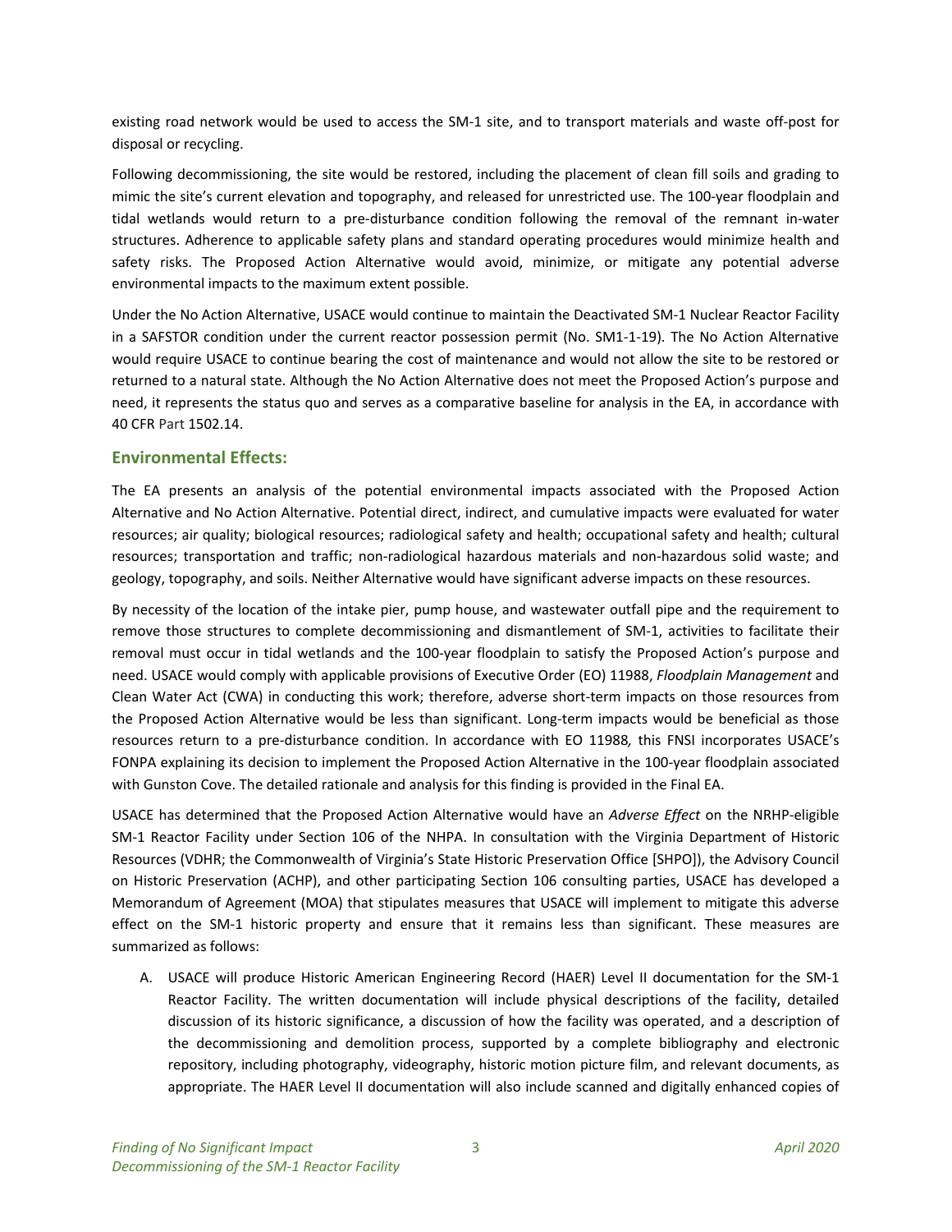existing road network would be used to access the SM-1 site, and to transport materials and waste off-post for disposal or recycling.

Following decommissioning, the site would be restored, including the placement of clean fill soils and grading to mimic the site's current elevation and topography, and released for unrestricted use. The 100-year floodplain and tidal wetlands would return to a pre-disturbance condition following the removal of the remnant in-water structures. Adherence to applicable safety plans and standard operating procedures would minimize health and safety risks. The Proposed Action Alternative would avoid, minimize, or mitigate any potential adverse environmental impacts to the maximum extent possible.

Under the No Action Alternative, USACE would continue to maintain the Deactivated SM-1 Nuclear Reactor Facility in a SAFSTOR condition under the current reactor possession permit (No. SM1-1-19). The No Action Alternative would require USACE to continue bearing the cost of maintenance and would not allow the site to be restored or returned to a natural state. Although the No Action Alternative does not meet the Proposed Action's purpose and need, it represents the status quo and serves as a comparative baseline for analysis in the EA, in accordance with 40 CFR Part 1502.14.

## Environmental Effects:

The EA presents an analysis of the potential environmental impacts associated with the Proposed Action Alternative and No Action Alternative. Potential direct, indirect, and cumulative impacts were evaluated for water resources; air quality; biological resources; radiological safety and health; occupational safety and health; cultural resources; transportation and traffic; non-radiological hazardous materials and non-hazardous solid waste; and geology, topography, and soils. Neither Alternative would have significant adverse impacts on these resources.

By necessity of the location of the intake pier, pump house, and wastewater outfall pipe and the requirement to remove those structures to complete decommissioning and dismantlement of SM-1, activities to facilitate their removal must occur in tidal wetlands and the 100-year floodplain to satisfy the Proposed Action's purpose and need. USACE would comply with applicable provisions of Executive Order (EO) 11988, *Floodplain Management* and Clean Water Act (CWA) in conducting this work; therefore, adverse short-term impacts on those resources from the Proposed Action Alternative would be less than significant. Long-term impacts would be beneficial as those resources return to a pre-disturbance condition. In accordance with EO 11988*,* this FNSI incorporates USACE's FONPA explaining its decision to implement the Proposed Action Alternative in the 100-year floodplain associated with Gunston Cove. The detailed rationale and analysis for this finding is provided in the Final EA.

USACE has determined that the Proposed Action Alternative would have an *Adverse Effect* on the NRHP-eligible SM-1 Reactor Facility under Section 106 of the NHPA. In consultation with the Virginia Department of Historic Resources (VDHR; the Commonwealth of Virginia's State Historic Preservation Office [SHPO]), the Advisory Council on Historic Preservation (ACHP), and other participating Section 106 consulting parties, USACE has developed a Memorandum of Agreement (MOA) that stipulates measures that USACE will implement to mitigate this adverse effect on the SM-1 historic property and ensure that it remains less than significant. These measures are summarized as follows:

A. USACE will produce Historic American Engineering Record (HAER) Level II documentation for the SM-1 Reactor Facility. The written documentation will include physical descriptions of the facility, detailed discussion of its historic significance, a discussion of how the facility was operated, and a description of the decommissioning and demolition process, supported by a complete bibliography and electronic repository, including photography, videography, historic motion picture film, and relevant documents, as appropriate. The HAER Level II documentation will also include scanned and digitally enhanced copies of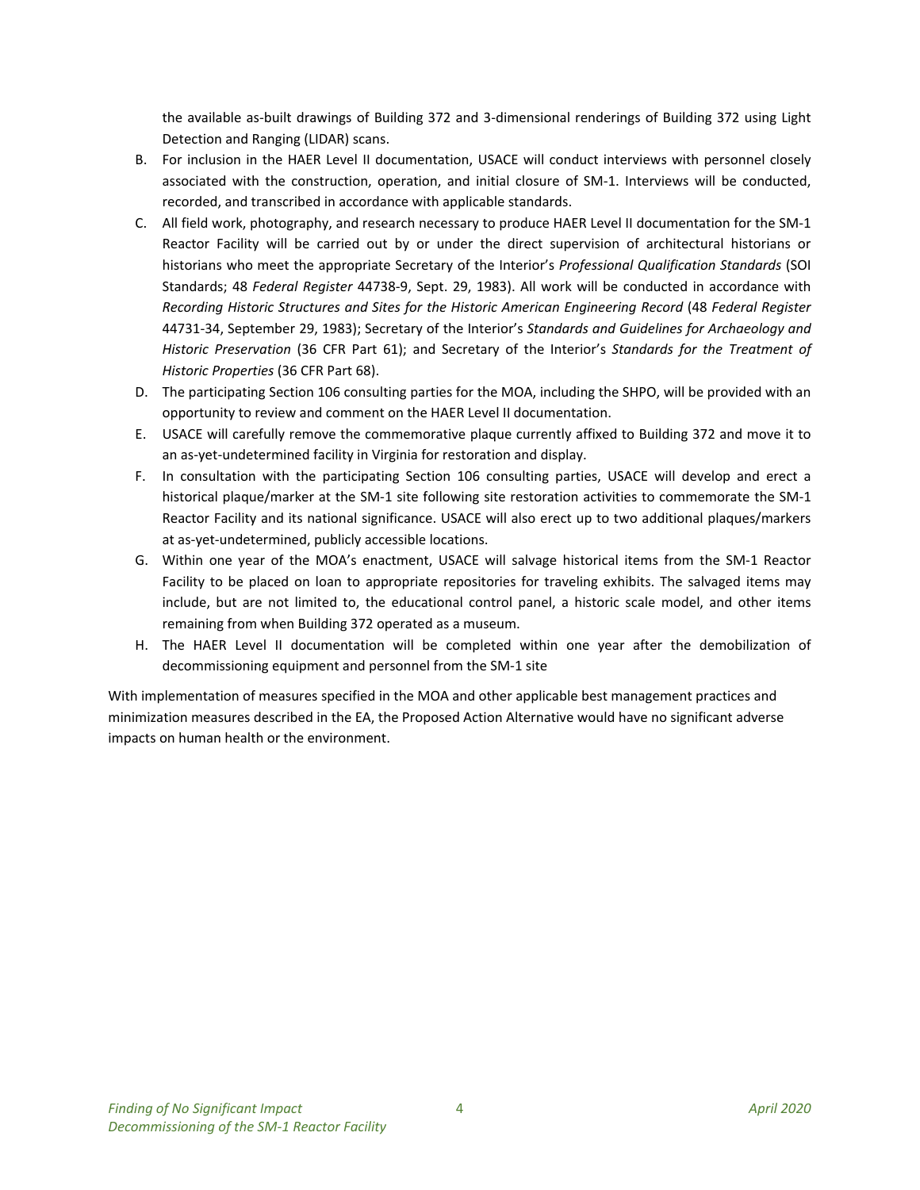the available as-built drawings of Building 372 and 3-dimensional renderings of Building 372 using Light Detection and Ranging (LIDAR) scans.

B. For inclusion in the HAER Level II documentation, USACE will conduct interviews with personnel closely associated with the construction, operation, and initial closure of SM-1. Interviews will be conducted, recorded, and transcribed in accordance with applicable standards.

C. All field work, photography, and research necessary to produce HAER Level II documentation for the SM-1 Reactor Facility will be carried out by or under the direct supervision of architectural historians or historians who meet the appropriate Secretary of the Interior's *Professional Qualification Standards* (SOI Standards; 48 *Federal Register* 44738-9, Sept. 29, 1983). All work will be conducted in accordance with *Recording Historic Structures and Sites for the Historic American Engineering Record* (48 *Federal Register* 44731-34, September 29, 1983); Secretary of the Interior's *Standards and Guidelines for Archaeology and Historic Preservation* (36 CFR Part 61); and Secretary of the Interior's *Standards for the Treatment of Historic Properties* (36 CFR Part 68).

D. The participating Section 106 consulting parties for the MOA, including the SHPO, will be provided with an opportunity to review and comment on the HAER Level II documentation.

E. USACE will carefully remove the commemorative plaque currently affixed to Building 372 and move it to an as-yet-undetermined facility in Virginia for restoration and display.

F. In consultation with the participating Section 106 consulting parties, USACE will develop and erect a historical plaque/marker at the SM-1 site following site restoration activities to commemorate the SM-1 Reactor Facility and its national significance. USACE will also erect up to two additional plaques/markers at as-yet-undetermined, publicly accessible locations.

G. Within one year of the MOA's enactment, USACE will salvage historical items from the SM-1 Reactor Facility to be placed on loan to appropriate repositories for traveling exhibits. The salvaged items may include, but are not limited to, the educational control panel, a historic scale model, and other items remaining from when Building 372 operated as a museum.

H. The HAER Level II documentation will be completed within one year after the demobilization of decommissioning equipment and personnel from the SM-1 site

With implementation of measures specified in the MOA and other applicable best management practices and minimization measures described in the EA, the Proposed Action Alternative would have no significant adverse impacts on human health or the environment.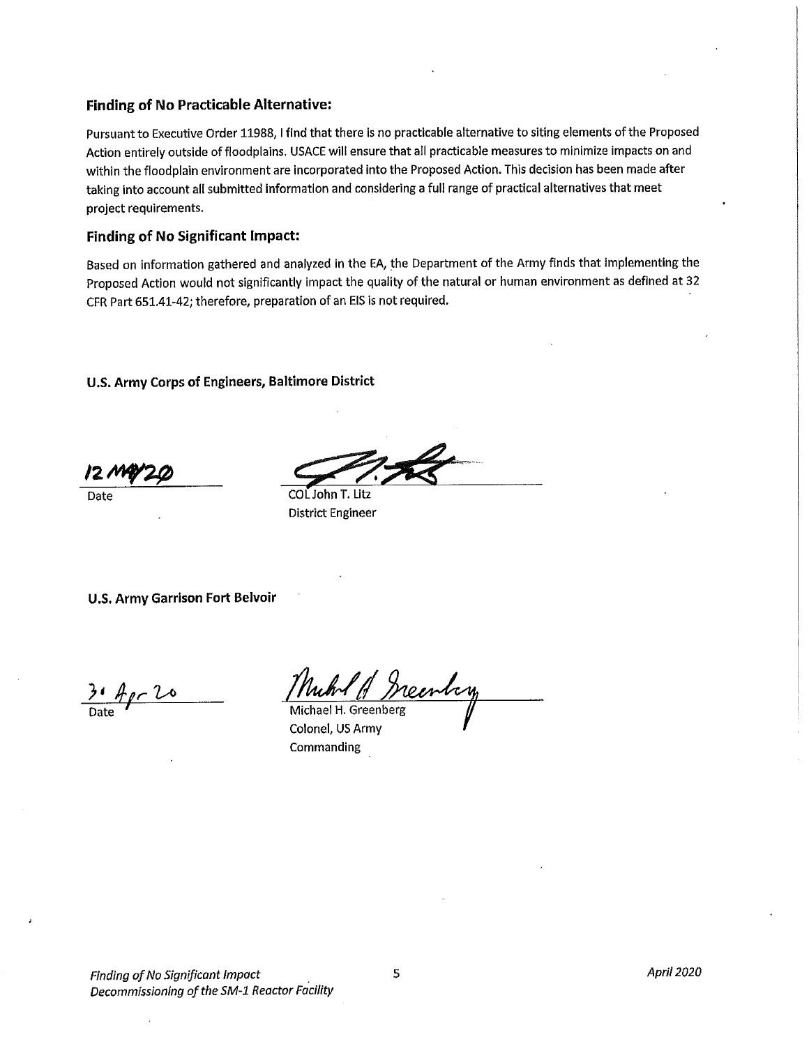## Finding of No Practicable Alternative:

Pursuant to Executive Order 11988, I find that there is no practicable alternative to siting elements of the Proposed Action entirely outside of floodplains. USACE will ensure that all practicable measures to minimize impacts on and within the floodplain environment are incorporated into the Proposed Action. This decision has been made after taking into account all submitted information and considering a full range of practical alternatives that meet project requirements.

## Finding of No Significant Impact:

Based on information gathered and analyzed in the EA, the Department of the Army finds that implementing the Proposed Action would not significantly impact the quality of the natural or human environment as defined at 32 CFR Part 651.41-42; therefore, preparation of an EIS is not required.

**U.S. Army Corps of Engineers, Baltimore District**

12 MAY 20
Date

COL John T. Litz
District Engineer

**U.S. Army Garrison Fort Belvoir**

30 Apr 20
Date

Michael H. Greenberg
Colonel, US Army
Commanding